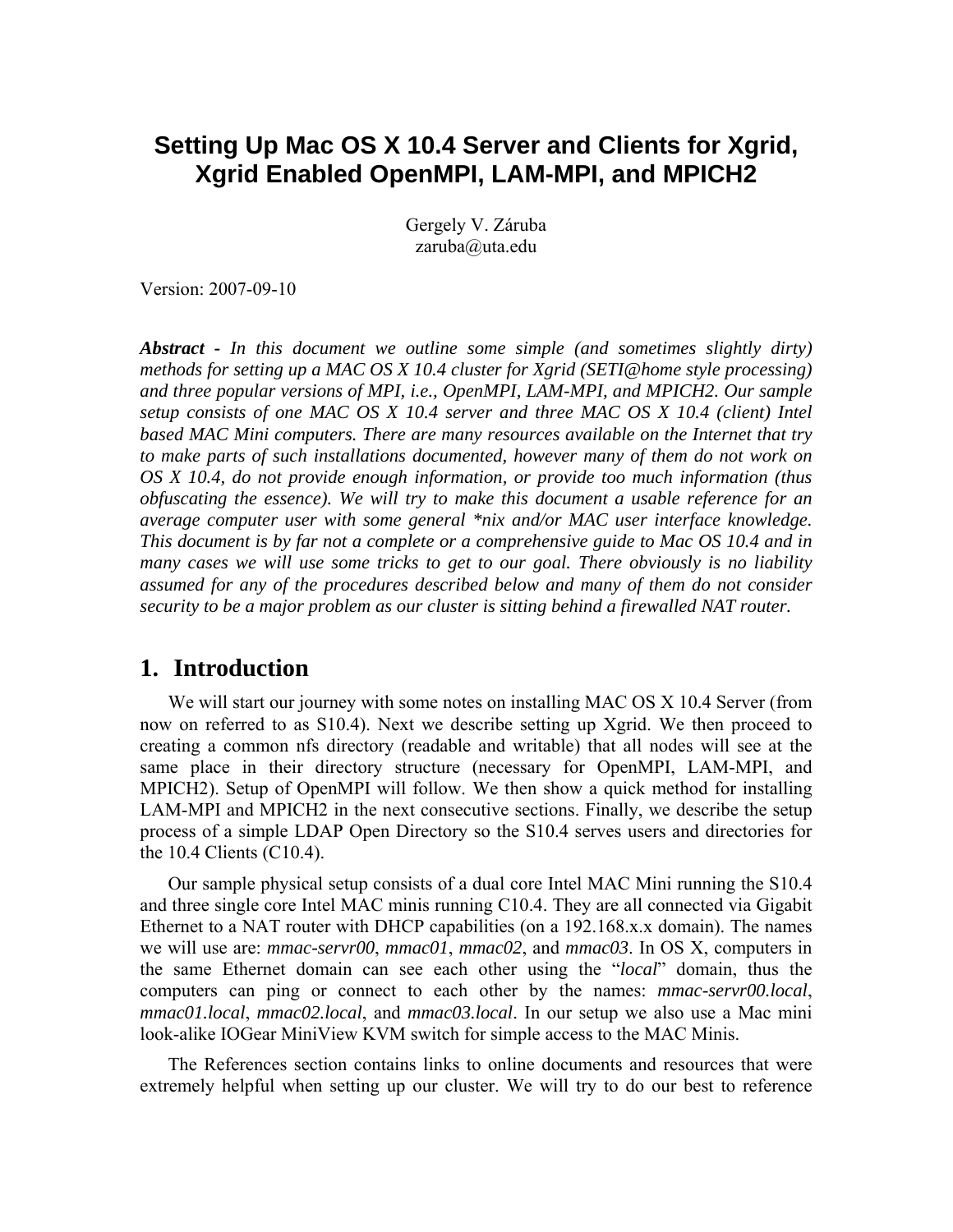# Setting Up Mac OS X 10.4 Server and Clients for Xgrid, Xgrid Enabled OpenMPI, LAM-MPI, and MPICH2

Gergely V. Záruba
zaruba@uta.edu

Version: 2007-09-10

***Abstract** - In this document we outline some simple (and sometimes slightly dirty) methods for setting up a MAC OS X 10.4 cluster for Xgrid (SETI@home style processing) and three popular versions of MPI, i.e., OpenMPI, LAM-MPI, and MPICH2. Our sample setup consists of one MAC OS X 10.4 server and three MAC OS X 10.4 (client) Intel based MAC Mini computers. There are many resources available on the Internet that try to make parts of such installations documented, however many of them do not work on OS X 10.4, do not provide enough information, or provide too much information (thus obfuscating the essence). We will try to make this document a usable reference for an average computer user with some general *nix and/or MAC user interface knowledge. This document is by far not a complete or a comprehensive guide to Mac OS 10.4 and in many cases we will use some tricks to get to our goal. There obviously is no liability assumed for any of the procedures described below and many of them do not consider security to be a major problem as our cluster is sitting behind a firewalled NAT router.*

## 1. Introduction

We will start our journey with some notes on installing MAC OS X 10.4 Server (from now on referred to as S10.4). Next we describe setting up Xgrid. We then proceed to creating a common nfs directory (readable and writable) that all nodes will see at the same place in their directory structure (necessary for OpenMPI, LAM-MPI, and MPICH2). Setup of OpenMPI will follow. We then show a quick method for installing LAM-MPI and MPICH2 in the next consecutive sections. Finally, we describe the setup process of a simple LDAP Open Directory so the S10.4 serves users and directories for the 10.4 Clients (C10.4).

Our sample physical setup consists of a dual core Intel MAC Mini running the S10.4 and three single core Intel MAC minis running C10.4. They are all connected via Gigabit Ethernet to a NAT router with DHCP capabilities (on a 192.168.x.x domain). The names we will use are: *mmac-servr00*, *mmac01*, *mmac02*, and *mmac03*. In OS X, computers in the same Ethernet domain can see each other using the "*local*" domain, thus the computers can ping or connect to each other by the names: *mmac-servr00.local*, *mmac01.local*, *mmac02.local*, and *mmac03.local*. In our setup we also use a Mac mini look-alike IOGear MiniView KVM switch for simple access to the MAC Minis.

The References section contains links to online documents and resources that were extremely helpful when setting up our cluster. We will try to do our best to reference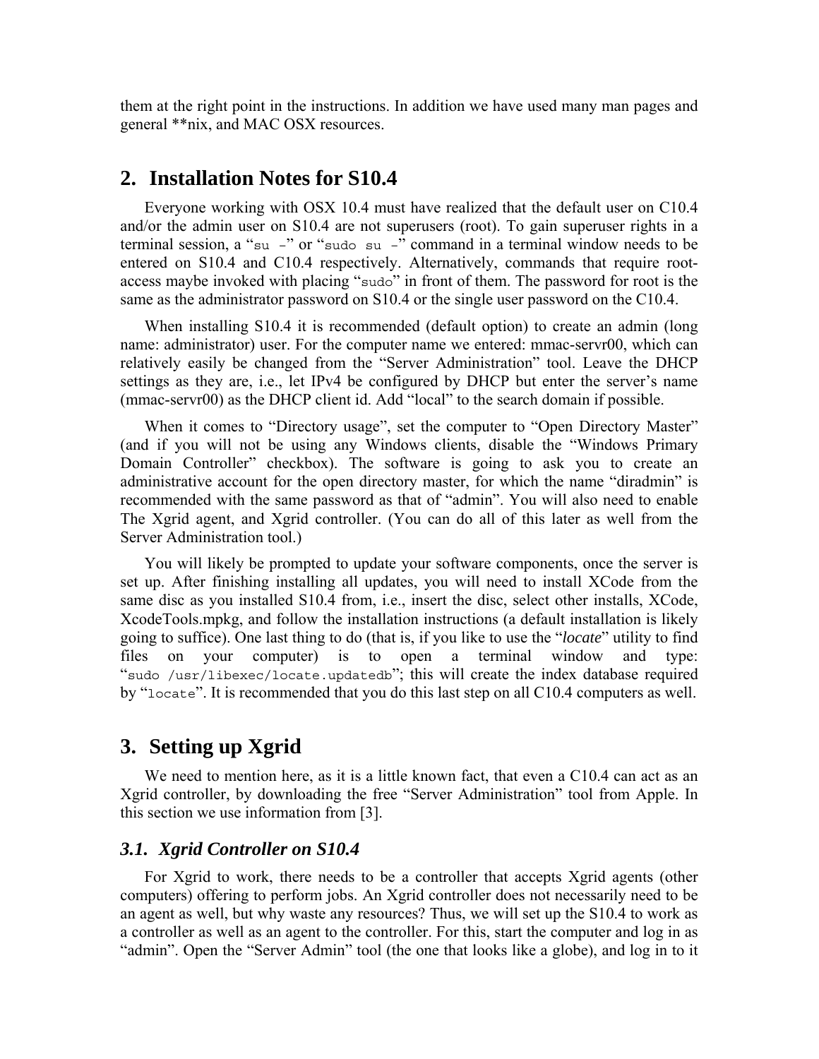them at the right point in the instructions. In addition we have used many man pages and general **nix, and MAC OSX resources.

## 2. Installation Notes for S10.4

Everyone working with OSX 10.4 must have realized that the default user on C10.4 and/or the admin user on S10.4 are not superusers (root). To gain superuser rights in a terminal session, a "`su -`" or "`sudo su -`" command in a terminal window needs to be entered on S10.4 and C10.4 respectively. Alternatively, commands that require root-access maybe invoked with placing "`sudo`" in front of them. The password for root is the same as the administrator password on S10.4 or the single user password on the C10.4.

When installing S10.4 it is recommended (default option) to create an admin (long name: administrator) user. For the computer name we entered: mmac-servr00, which can relatively easily be changed from the "Server Administration" tool. Leave the DHCP settings as they are, i.e., let IPv4 be configured by DHCP but enter the server's name (mmac-servr00) as the DHCP client id. Add "local" to the search domain if possible.

When it comes to "Directory usage", set the computer to "Open Directory Master" (and if you will not be using any Windows clients, disable the "Windows Primary Domain Controller" checkbox). The software is going to ask you to create an administrative account for the open directory master, for which the name "diradmin" is recommended with the same password as that of "admin". You will also need to enable The Xgrid agent, and Xgrid controller. (You can do all of this later as well from the Server Administration tool.)

You will likely be prompted to update your software components, once the server is set up. After finishing installing all updates, you will need to install XCode from the same disc as you installed S10.4 from, i.e., insert the disc, select other installs, XCode, XcodeTools.mpkg, and follow the installation instructions (a default installation is likely going to suffice). One last thing to do (that is, if you like to use the "*locate*" utility to find files on your computer) is to open a terminal window and type: "`sudo /usr/libexec/locate.updatedb`"; this will create the index database required by "`locate`". It is recommended that you do this last step on all C10.4 computers as well.

## 3. Setting up Xgrid

We need to mention here, as it is a little known fact, that even a C10.4 can act as an Xgrid controller, by downloading the free "Server Administration" tool from Apple. In this section we use information from [3].

### *3.1. Xgrid Controller on S10.4*

For Xgrid to work, there needs to be a controller that accepts Xgrid agents (other computers) offering to perform jobs. An Xgrid controller does not necessarily need to be an agent as well, but why waste any resources? Thus, we will set up the S10.4 to work as a controller as well as an agent to the controller. For this, start the computer and log in as "admin". Open the "Server Admin" tool (the one that looks like a globe), and log in to it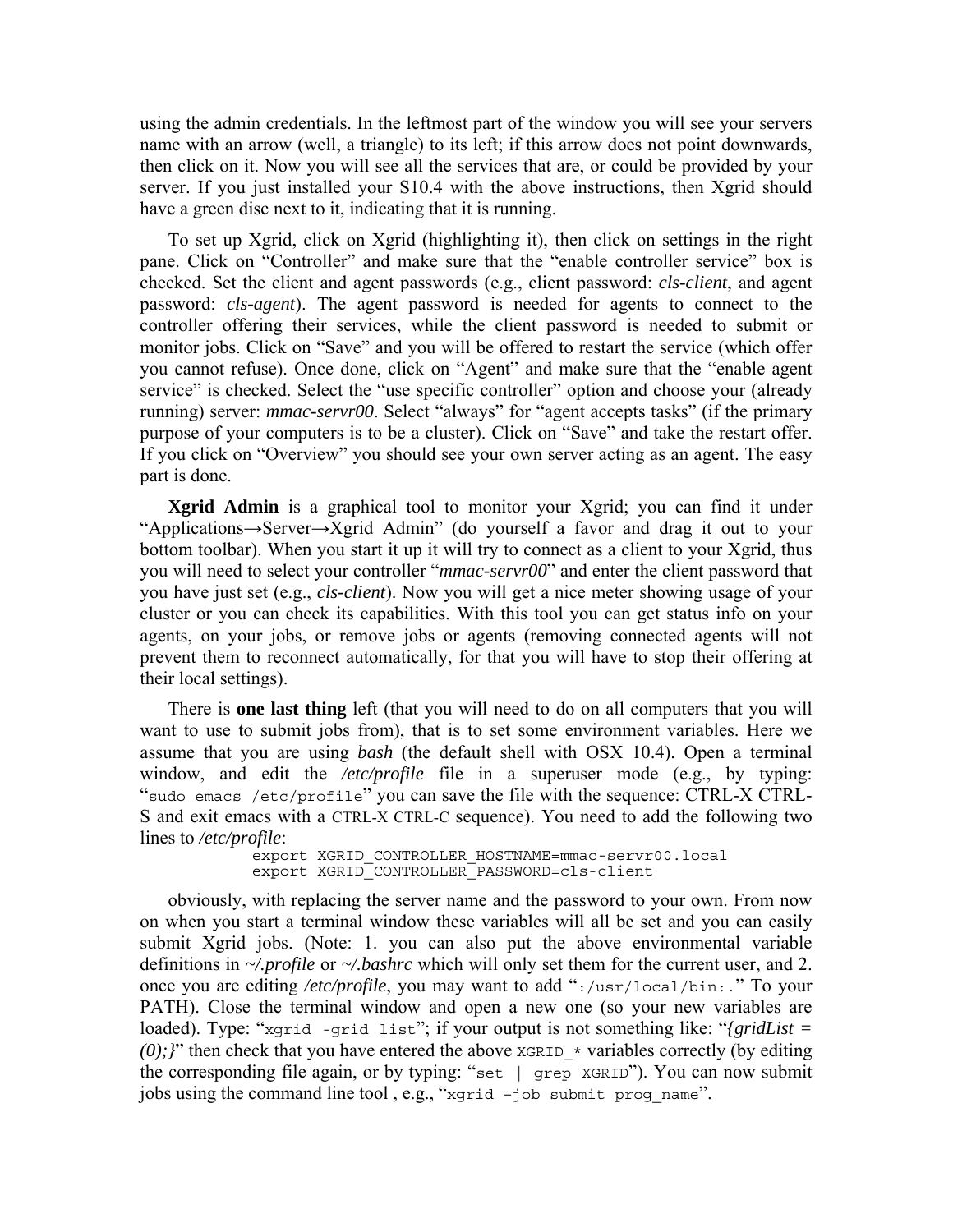using the admin credentials. In the leftmost part of the window you will see your servers name with an arrow (well, a triangle) to its left; if this arrow does not point downwards, then click on it. Now you will see all the services that are, or could be provided by your server. If you just installed your S10.4 with the above instructions, then Xgrid should have a green disc next to it, indicating that it is running.

To set up Xgrid, click on Xgrid (highlighting it), then click on settings in the right pane. Click on "Controller" and make sure that the "enable controller service" box is checked. Set the client and agent passwords (e.g., client password: *cls-client*, and agent password: *cls-agent*). The agent password is needed for agents to connect to the controller offering their services, while the client password is needed to submit or monitor jobs. Click on "Save" and you will be offered to restart the service (which offer you cannot refuse). Once done, click on "Agent" and make sure that the "enable agent service" is checked. Select the "use specific controller" option and choose your (already running) server: *mmac-servr00*. Select "always" for "agent accepts tasks" (if the primary purpose of your computers is to be a cluster). Click on "Save" and take the restart offer. If you click on "Overview" you should see your own server acting as an agent. The easy part is done.

**Xgrid Admin** is a graphical tool to monitor your Xgrid; you can find it under "Applications→Server→Xgrid Admin" (do yourself a favor and drag it out to your bottom toolbar). When you start it up it will try to connect as a client to your Xgrid, thus you will need to select your controller "*mmac-servr00*" and enter the client password that you have just set (e.g., *cls-client*). Now you will get a nice meter showing usage of your cluster or you can check its capabilities. With this tool you can get status info on your agents, on your jobs, or remove jobs or agents (removing connected agents will not prevent them to reconnect automatically, for that you will have to stop their offering at their local settings).

There is **one last thing** left (that you will need to do on all computers that you will want to use to submit jobs from), that is to set some environment variables. Here we assume that you are using *bash* (the default shell with OSX 10.4). Open a terminal window, and edit the */etc/profile* file in a superuser mode (e.g., by typing: "`sudo emacs /etc/profile`" you can save the file with the sequence: CTRL-X CTRL-S and exit emacs with a CTRL-X CTRL-C sequence). You need to add the following two lines to */etc/profile*:

```
export XGRID_CONTROLLER_HOSTNAME=mmac-servr00.local
export XGRID_CONTROLLER_PASSWORD=cls-client
```

obviously, with replacing the server name and the password to your own. From now on when you start a terminal window these variables will all be set and you can easily submit Xgrid jobs. (Note: 1. you can also put the above environmental variable definitions in *~/.profile* or *~/.bashrc* which will only set them for the current user, and 2. once you are editing */etc/profile*, you may want to add "`:/usr/local/bin:.`" To your PATH). Close the terminal window and open a new one (so your new variables are loaded). Type: "`xgrid -grid list`"; if your output is not something like: "*{gridList = (0);}*" then check that you have entered the above `XGRID_*` variables correctly (by editing the corresponding file again, or by typing: "`set | grep XGRID`"). You can now submit jobs using the command line tool , e.g., "`xgrid –job submit prog_name`".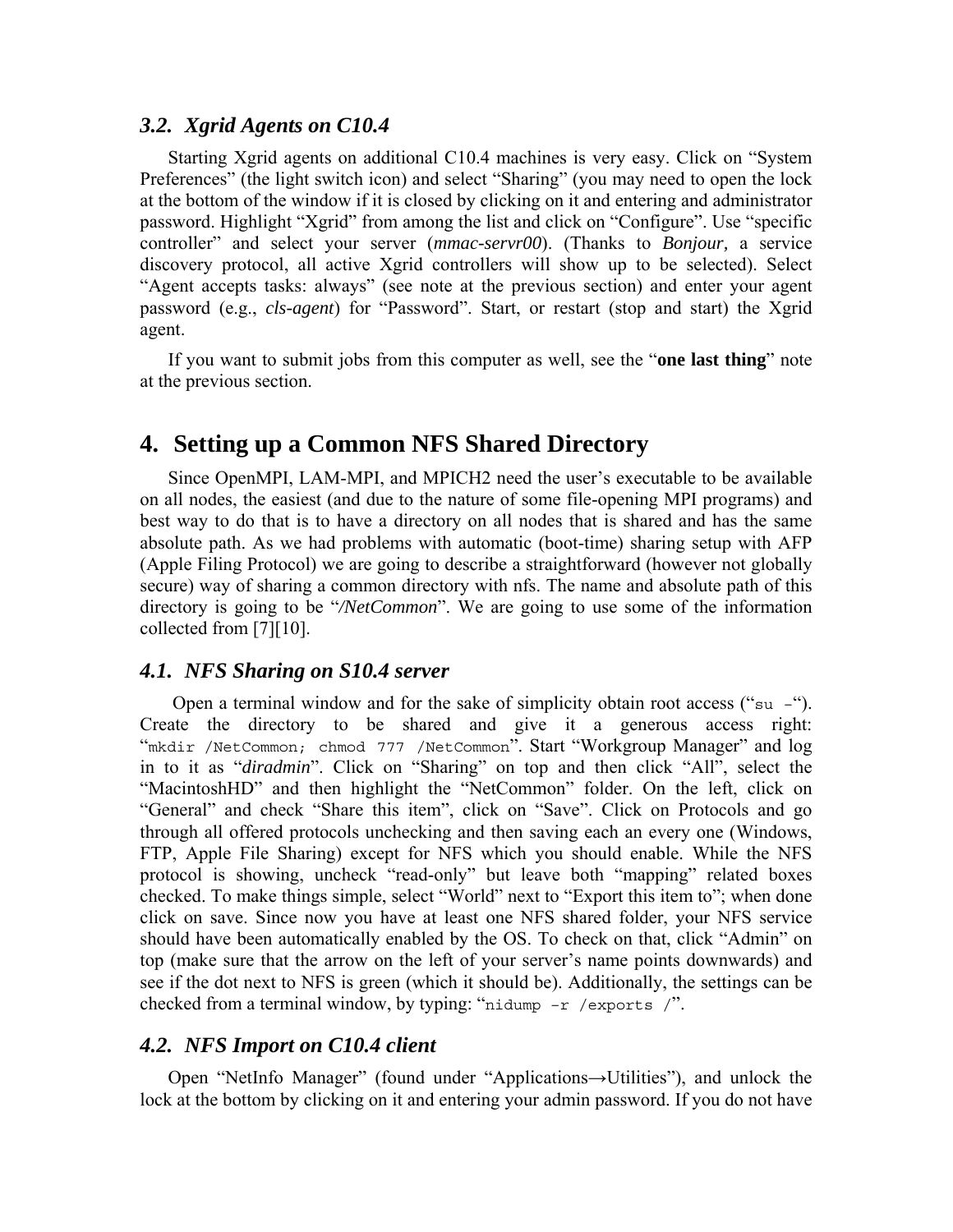### 3.2. Xgrid Agents on C10.4

Starting Xgrid agents on additional C10.4 machines is very easy. Click on “System Preferences” (the light switch icon) and select “Sharing” (you may need to open the lock at the bottom of the window if it is closed by clicking on it and entering and administrator password. Highlight “Xgrid” from among the list and click on “Configure”. Use “specific controller” and select your server (*mmac-servr00*). (Thanks to *Bonjour,* a service discovery protocol, all active Xgrid controllers will show up to be selected). Select “Agent accepts tasks: always” (see note at the previous section) and enter your agent password (e.g., *cls-agent*) for “Password”. Start, or restart (stop and start) the Xgrid agent.

If you want to submit jobs from this computer as well, see the “**one last thing**” note at the previous section.

## 4. Setting up a Common NFS Shared Directory

Since OpenMPI, LAM-MPI, and MPICH2 need the user’s executable to be available on all nodes, the easiest (and due to the nature of some file-opening MPI programs) and best way to do that is to have a directory on all nodes that is shared and has the same absolute path. As we had problems with automatic (boot-time) sharing setup with AFP (Apple Filing Protocol) we are going to describe a straightforward (however not globally secure) way of sharing a common directory with nfs. The name and absolute path of this directory is going to be “*/NetCommon*”. We are going to use some of the information collected from [7][10].

### 4.1. NFS Sharing on S10.4 server

Open a terminal window and for the sake of simplicity obtain root access (“`su -`“). Create the directory to be shared and give it a generous access right: “`mkdir /NetCommon; chmod 777 /NetCommon`”. Start “Workgroup Manager” and log in to it as “*diradmin*”. Click on “Sharing” on top and then click “All”, select the “MacintoshHD” and then highlight the “NetCommon” folder. On the left, click on “General” and check “Share this item”, click on “Save”. Click on Protocols and go through all offered protocols unchecking and then saving each an every one (Windows, FTP, Apple File Sharing) except for NFS which you should enable. While the NFS protocol is showing, uncheck “read-only” but leave both “mapping” related boxes checked. To make things simple, select “World” next to “Export this item to”; when done click on save. Since now you have at least one NFS shared folder, your NFS service should have been automatically enabled by the OS. To check on that, click “Admin” on top (make sure that the arrow on the left of your server’s name points downwards) and see if the dot next to NFS is green (which it should be). Additionally, the settings can be checked from a terminal window, by typing: “`nidump -r /exports /`”.

### 4.2. NFS Import on C10.4 client

Open “NetInfo Manager” (found under “Applications→Utilities”), and unlock the lock at the bottom by clicking on it and entering your admin password. If you do not have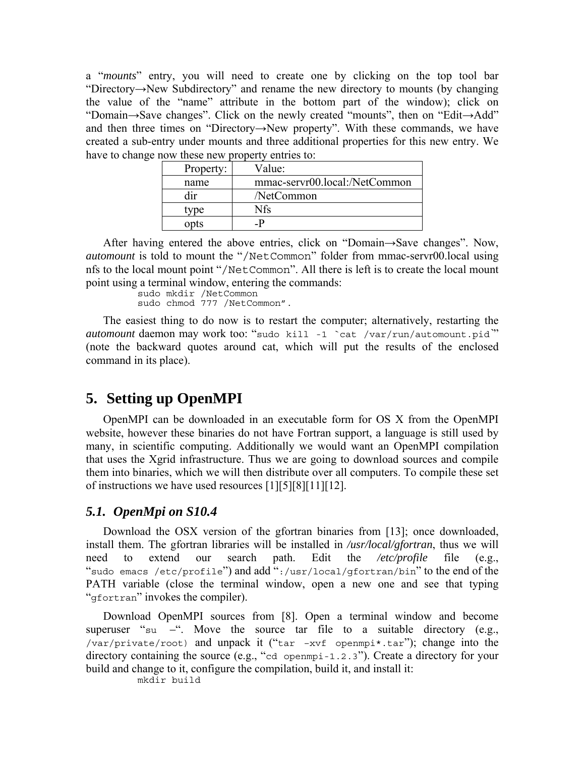a "*mounts*" entry, you will need to create one by clicking on the top tool bar "Directory→New Subdirectory" and rename the new directory to mounts (by changing the value of the "name" attribute in the bottom part of the window); click on "Domain→Save changes". Click on the newly created "mounts", then on "Edit→Add" and then three times on "Directory→New property". With these commands, we have created a sub-entry under mounts and three additional properties for this new entry. We have to change now these new property entries to:

| Property: | Value: |
|---|---|
| name | mmac-servr00.local:/NetCommon |
| dir | /NetCommon |
| type | Nfs |
| opts | -P |

After having entered the above entries, click on "Domain→Save changes". Now, *automount* is told to mount the "`/NetCommon`" folder from mmac-servr00.local using nfs to the local mount point "`/NetCommon`". All there is left is to create the local mount point using a terminal window, entering the commands:

```
sudo mkdir /NetCommon
sudo chmod 777 /NetCommon".
```

The easiest thing to do now is to restart the computer; alternatively, restarting the *automount* daemon may work too: "`sudo kill -1 `cat /var/run/automount.pid``" (note the backward quotes around cat, which will put the results of the enclosed command in its place).

## 5. Setting up OpenMPI

OpenMPI can be downloaded in an executable form for OS X from the OpenMPI website, however these binaries do not have Fortran support, a language is still used by many, in scientific computing. Additionally we would want an OpenMPI compilation that uses the Xgrid infrastructure. Thus we are going to download sources and compile them into binaries, which we will then distribute over all computers. To compile these set of instructions we have used resources [1][5][8][11][12].

### *5.1. OpenMpi on S10.4*

Download the OSX version of the gfortran binaries from [13]; once downloaded, install them. The gfortran libraries will be installed in */usr/local/gfortran*, thus we will need to extend our search path. Edit the */etc/profile* file (e.g., "`sudo emacs /etc/profile`") and add "`:/usr/local/gfortran/bin`" to the end of the PATH variable (close the terminal window, open a new one and see that typing "`gfortran`" invokes the compiler).

Download OpenMPI sources from [8]. Open a terminal window and become superuser "`su –`". Move the source tar file to a suitable directory (e.g., `/var/private/root)` and unpack it ("`tar –xvf openmpi*.tar`"); change into the directory containing the source (e.g., "`cd openmpi-1.2.3`"). Create a directory for your build and change to it, configure the compilation, build it, and install it:

```
mkdir build
```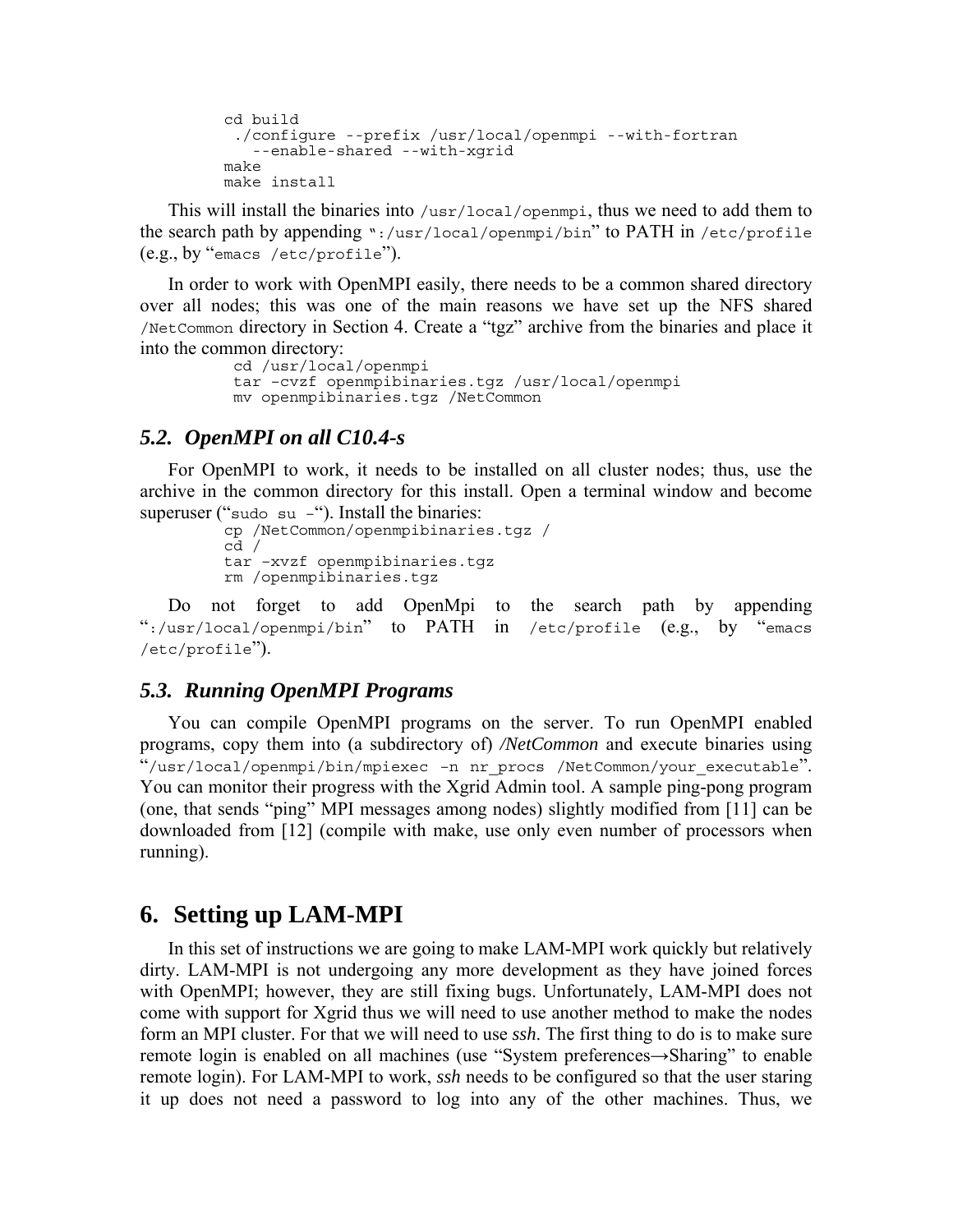```
cd build
 ./configure --prefix /usr/local/openmpi --with-fortran
   --enable-shared --with-xgrid
make
make install
```

This will install the binaries into `/usr/local/openmpi`, thus we need to add them to the search path by appending "`:/usr/local/openmpi/bin`" to PATH in `/etc/profile` (e.g., by "`emacs /etc/profile`").

In order to work with OpenMPI easily, there needs to be a common shared directory over all nodes; this was one of the main reasons we have set up the NFS shared `/NetCommon` directory in Section 4. Create a "tgz" archive from the binaries and place it into the common directory:

```
cd /usr/local/openmpi
tar –cvzf openmpibinaries.tgz /usr/local/openmpi
mv openmpibinaries.tgz /NetCommon
```

### *5.2. OpenMPI on all C10.4-s*

For OpenMPI to work, it needs to be installed on all cluster nodes; thus, use the archive in the common directory for this install. Open a terminal window and become superuser ("`sudo su –`"). Install the binaries:

```
cp /NetCommon/openmpibinaries.tgz /
cd /
tar –xvzf openmpibinaries.tgz
rm /openmpibinaries.tgz
```

Do not forget to add OpenMpi to the search path by appending "`:/usr/local/openmpi/bin`" to PATH in `/etc/profile` (e.g., by "`emacs /etc/profile`").

### *5.3. Running OpenMPI Programs*

You can compile OpenMPI programs on the server. To run OpenMPI enabled programs, copy them into (a subdirectory of) */NetCommon* and execute binaries using "`/usr/local/openmpi/bin/mpiexec -n nr_procs /NetCommon/your_executable`". You can monitor their progress with the Xgrid Admin tool. A sample ping-pong program (one, that sends "ping" MPI messages among nodes) slightly modified from [11] can be downloaded from [12] (compile with make, use only even number of processors when running).

## 6. Setting up LAM-MPI

In this set of instructions we are going to make LAM-MPI work quickly but relatively dirty. LAM-MPI is not undergoing any more development as they have joined forces with OpenMPI; however, they are still fixing bugs. Unfortunately, LAM-MPI does not come with support for Xgrid thus we will need to use another method to make the nodes form an MPI cluster. For that we will need to use *ssh*. The first thing to do is to make sure remote login is enabled on all machines (use "System preferences→Sharing" to enable remote login). For LAM-MPI to work, *ssh* needs to be configured so that the user staring it up does not need a password to log into any of the other machines. Thus, we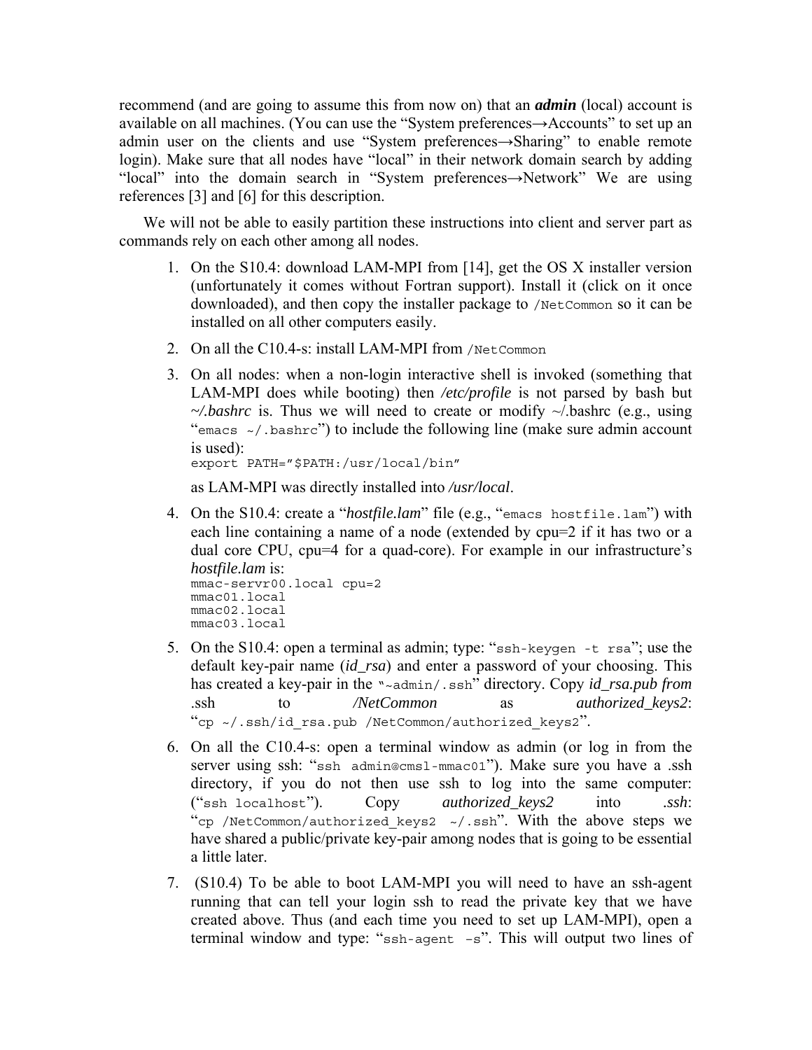recommend (and are going to assume this from now on) that an ***admin*** (local) account is available on all machines. (You can use the "System preferences→Accounts" to set up an admin user on the clients and use "System preferences→Sharing" to enable remote login). Make sure that all nodes have "local" in their network domain search by adding "local" into the domain search in "System preferences→Network" We are using references [3] and [6] for this description.

We will not be able to easily partition these instructions into client and server part as commands rely on each other among all nodes.

1. On the S10.4: download LAM-MPI from [14], get the OS X installer version (unfortunately it comes without Fortran support). Install it (click on it once downloaded), and then copy the installer package to `/NetCommon` so it can be installed on all other computers easily.
2. On all the C10.4-s: install LAM-MPI from `/NetCommon`
3. On all nodes: when a non-login interactive shell is invoked (something that LAM-MPI does while booting) then */etc/profile* is not parsed by bash but *~/.bashrc* is. Thus we will need to create or modify ~/.bashrc (e.g., using "`emacs ~/.bashrc`") to include the following line (make sure admin account is used):
   ```
   export PATH="$PATH:/usr/local/bin"
   ```
   as LAM-MPI was directly installed into */usr/local*.
4. On the S10.4: create a "*hostfile.lam*" file (e.g., "`emacs hostfile.lam`") with each line containing a name of a node (extended by cpu=2 if it has two or a dual core CPU, cpu=4 for a quad-core). For example in our infrastructure's *hostfile.lam* is:
   ```
   mmac-servr00.local cpu=2
   mmac01.local
   mmac02.local
   mmac03.local
   ```
5. On the S10.4: open a terminal as admin; type: "`ssh-keygen -t rsa`"; use the default key-pair name (*id_rsa*) and enter a password of your choosing. This has created a key-pair in the "`~admin/.ssh`" directory. Copy *id_rsa.pub from* .ssh to */NetCommon* as *authorized_keys2*: "`cp ~/.ssh/id_rsa.pub /NetCommon/authorized_keys2`".
6. On all the C10.4-s: open a terminal window as admin (or log in from the server using ssh: "`ssh admin@cmsl-mmac01`"). Make sure you have a .ssh directory, if you do not then use ssh to log into the same computer: ("`ssh localhost`"). Copy *authorized_keys2* into *.ssh*: "`cp /NetCommon/authorized_keys2 ~/.ssh`". With the above steps we have shared a public/private key-pair among nodes that is going to be essential a little later.
7. (S10.4) To be able to boot LAM-MPI you will need to have an ssh-agent running that can tell your login ssh to read the private key that we have created above. Thus (and each time you need to set up LAM-MPI), open a terminal window and type: "`ssh-agent –s`". This will output two lines of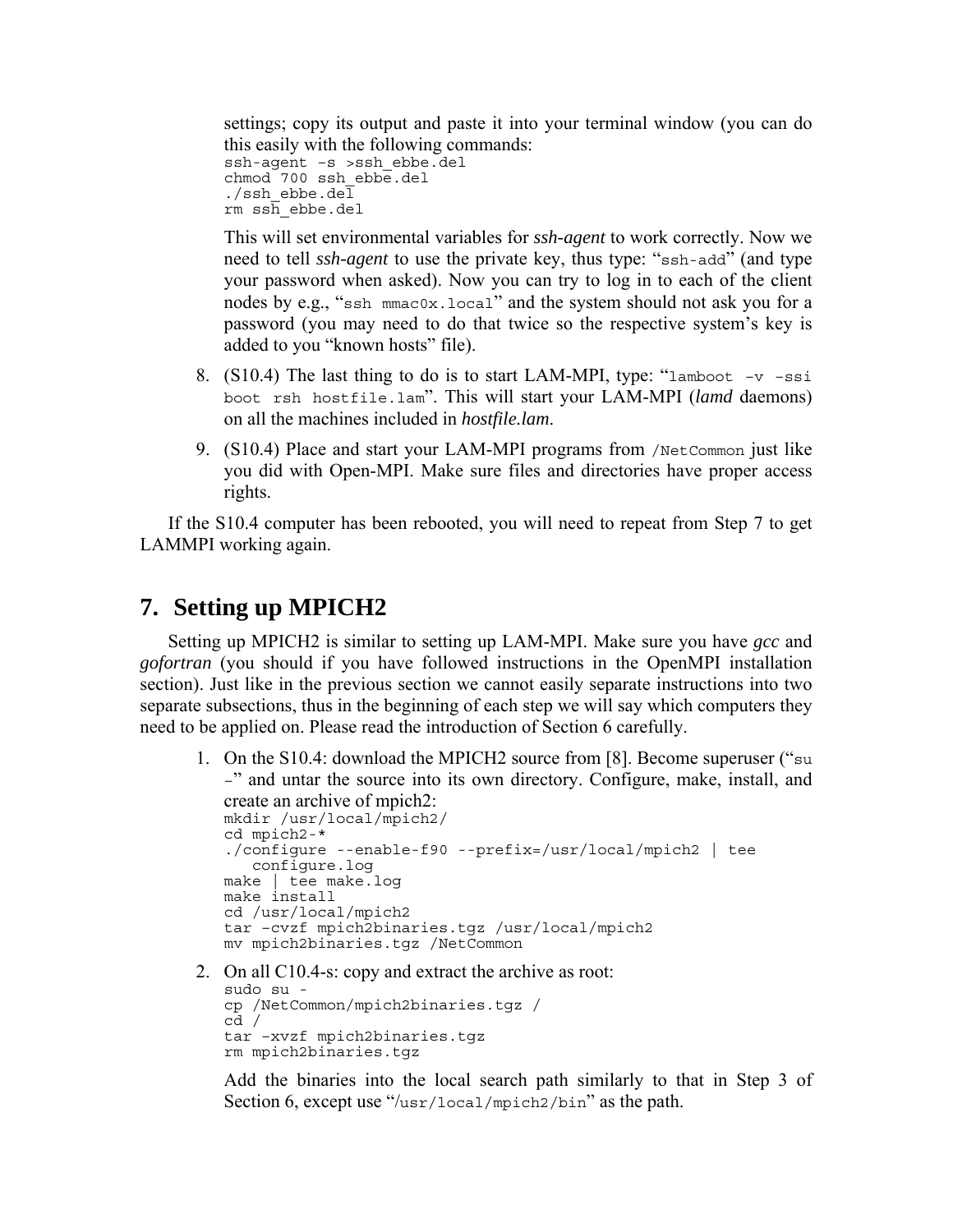settings; copy its output and paste it into your terminal window (you can do this easily with the following commands:

```
ssh-agent –s >ssh_ebbe.del
chmod 700 ssh_ebbe.del
./ssh_ebbe.del
rm ssh_ebbe.del
```

This will set environmental variables for *ssh-agent* to work correctly. Now we need to tell *ssh-agent* to use the private key, thus type: "`ssh-add`" (and type your password when asked). Now you can try to log in to each of the client nodes by e.g., "`ssh mmac0x.local`" and the system should not ask you for a password (you may need to do that twice so the respective system's key is added to you "known hosts" file).

8. (S10.4) The last thing to do is to start LAM-MPI, type: "`lamboot –v –ssi boot rsh hostfile.lam`". This will start your LAM-MPI (*lamd* daemons) on all the machines included in *hostfile.lam*.
9. (S10.4) Place and start your LAM-MPI programs from `/NetCommon` just like you did with Open-MPI. Make sure files and directories have proper access rights.

If the S10.4 computer has been rebooted, you will need to repeat from Step 7 to get LAMMPI working again.

## 7. Setting up MPICH2

Setting up MPICH2 is similar to setting up LAM-MPI. Make sure you have *gcc* and *gofortran* (you should if you have followed instructions in the OpenMPI installation section). Just like in the previous section we cannot easily separate instructions into two separate subsections, thus in the beginning of each step we will say which computers they need to be applied on. Please read the introduction of Section 6 carefully.

1. On the S10.4: download the MPICH2 source from [8]. Become superuser ("`su –`" and untar the source into its own directory. Configure, make, install, and create an archive of mpich2:

```
mkdir /usr/local/mpich2/
cd mpich2-*
./configure --enable-f90 --prefix=/usr/local/mpich2 | tee
   configure.log
make | tee make.log
make install
cd /usr/local/mpich2
tar –cvzf mpich2binaries.tgz /usr/local/mpich2
mv mpich2binaries.tgz /NetCommon
```

2. On all C10.4-s: copy and extract the archive as root:

```
sudo su -
cp /NetCommon/mpich2binaries.tgz /
cd /
tar –xvzf mpich2binaries.tgz
rm mpich2binaries.tgz
```

Add the binaries into the local search path similarly to that in Step 3 of Section 6, except use "`/usr/local/mpich2/bin`" as the path.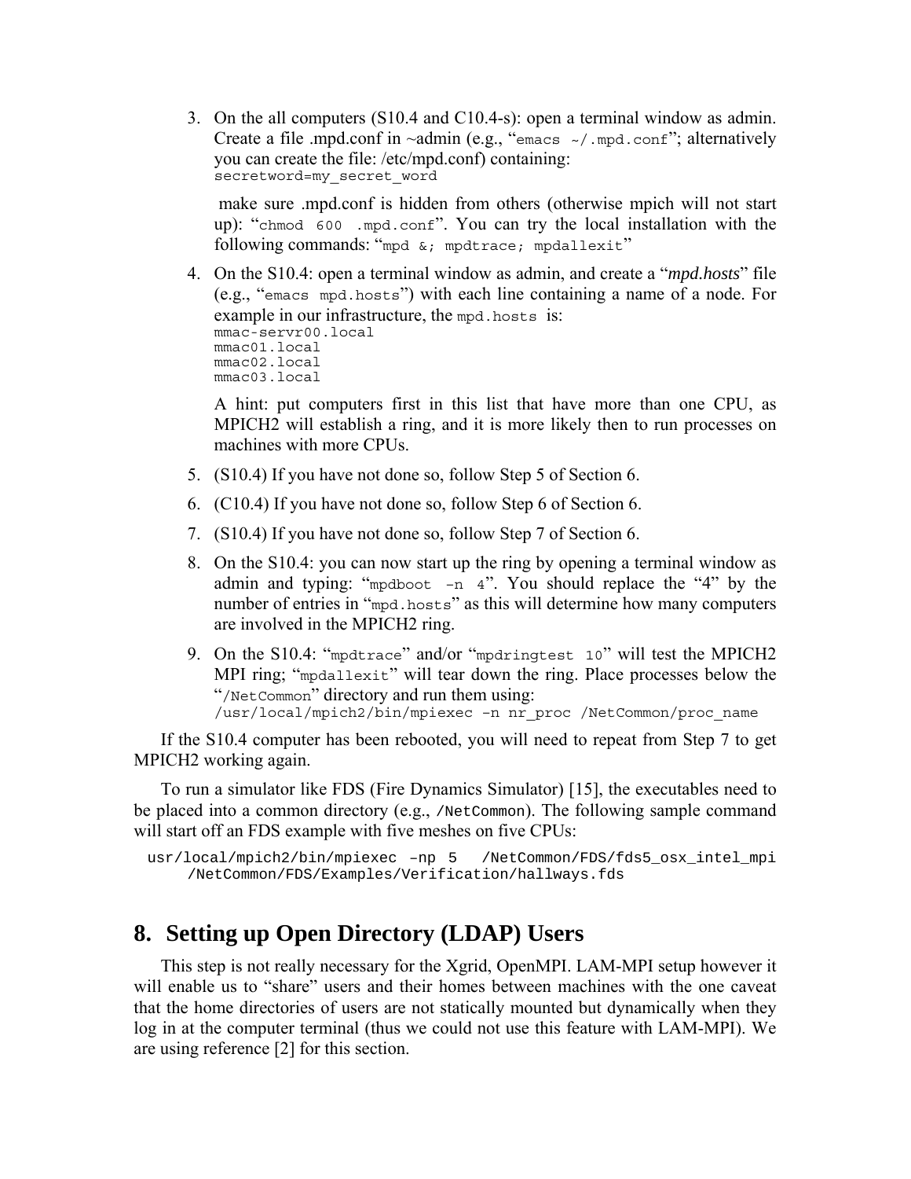3. On the all computers (S10.4 and C10.4-s): open a terminal window as admin. Create a file .mpd.conf in ~admin (e.g., "`emacs ~/.mpd.conf`"; alternatively you can create the file: /etc/mpd.conf) containing:
   ```
   secretword=my_secret_word
   ```
   make sure .mpd.conf is hidden from others (otherwise mpich will not start up): "`chmod 600 .mpd.conf`". You can try the local installation with the following commands: "`mpd &; mpdtrace; mpdallexit`"

4. On the S10.4: open a terminal window as admin, and create a "*mpd.hosts*" file (e.g., "`emacs mpd.hosts`") with each line containing a name of a node. For example in our infrastructure, the `mpd.hosts` is:
   ```
   mmac-servr00.local
   mmac01.local
   mmac02.local
   mmac03.local
   ```
   A hint: put computers first in this list that have more than one CPU, as MPICH2 will establish a ring, and it is more likely then to run processes on machines with more CPUs.

5. (S10.4) If you have not done so, follow Step 5 of Section 6.

6. (C10.4) If you have not done so, follow Step 6 of Section 6.

7. (S10.4) If you have not done so, follow Step 7 of Section 6.

8. On the S10.4: you can now start up the ring by opening a terminal window as admin and typing: "`mpdboot –n 4`". You should replace the "4" by the number of entries in "`mpd.hosts`" as this will determine how many computers are involved in the MPICH2 ring.

9. On the S10.4: "`mpdtrace`" and/or "`mpdringtest 10`" will test the MPICH2 MPI ring; "`mpdallexit`" will tear down the ring. Place processes below the "`/NetCommon`" directory and run them using:
   ```
   /usr/local/mpich2/bin/mpiexec –n nr_proc /NetCommon/proc_name
   ```

If the S10.4 computer has been rebooted, you will need to repeat from Step 7 to get MPICH2 working again.

To run a simulator like FDS (Fire Dynamics Simulator) [15], the executables need to be placed into a common directory (e.g., `/NetCommon`). The following sample command will start off an FDS example with five meshes on five CPUs:

```
usr/local/mpich2/bin/mpiexec –np 5   /NetCommon/FDS/fds5_osx_intel_mpi
     /NetCommon/FDS/Examples/Verification/hallways.fds
```

## 8. Setting up Open Directory (LDAP) Users

This step is not really necessary for the Xgrid, OpenMPI. LAM-MPI setup however it will enable us to "share" users and their homes between machines with the one caveat that the home directories of users are not statically mounted but dynamically when they log in at the computer terminal (thus we could not use this feature with LAM-MPI). We are using reference [2] for this section.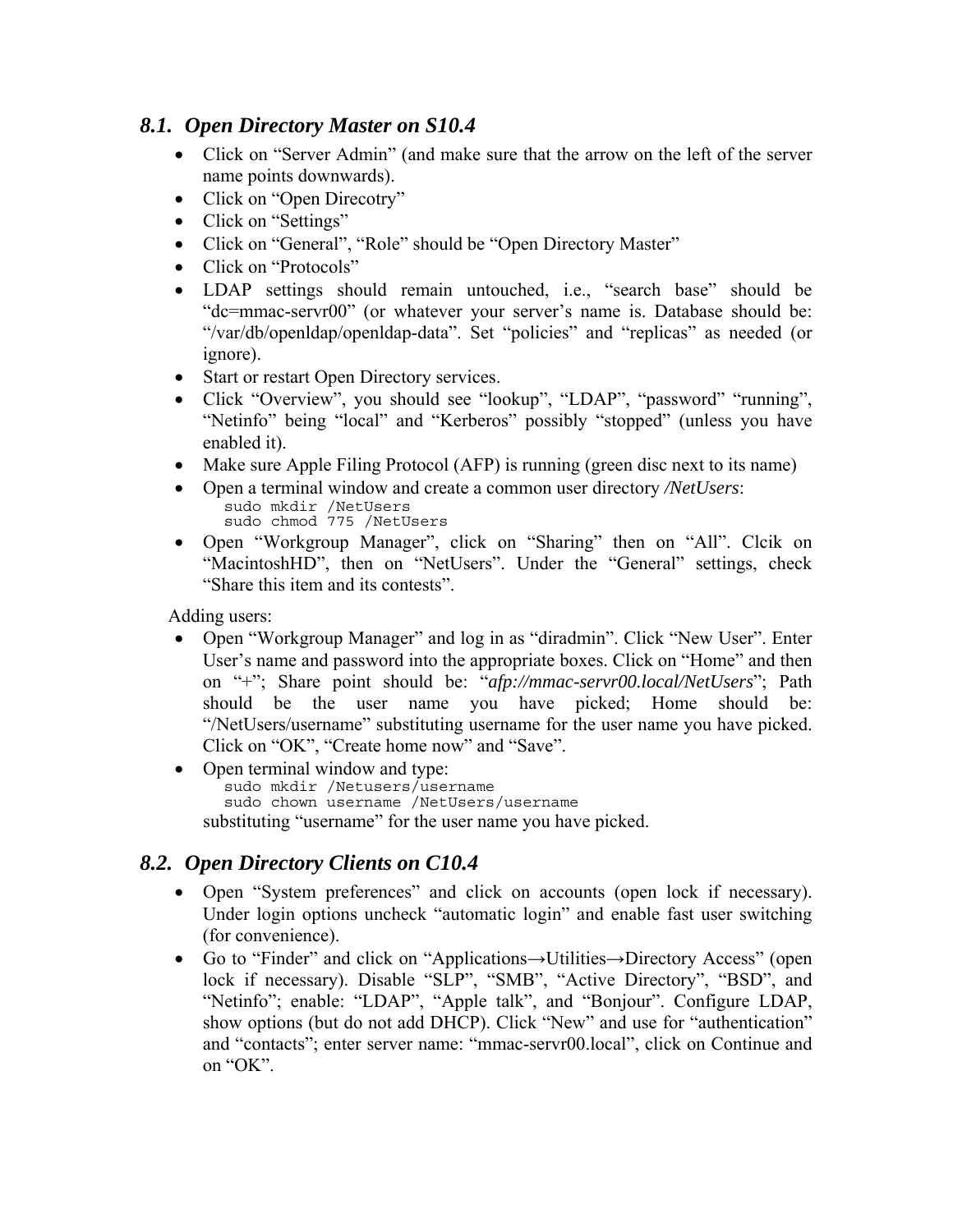### 8.1. *Open Directory Master on S10.4*

- Click on "Server Admin" (and make sure that the arrow on the left of the server name points downwards).
- Click on "Open Direcotry"
- Click on "Settings"
- Click on "General", "Role" should be "Open Directory Master"
- Click on "Protocols"
- LDAP settings should remain untouched, i.e., "search base" should be "dc=mmac-servr00" (or whatever your server's name is. Database should be: "/var/db/openldap/openldap-data". Set "policies" and "replicas" as needed (or ignore).
- Start or restart Open Directory services.
- Click "Overview", you should see "lookup", "LDAP", "password" "running", "Netinfo" being "local" and "Kerberos" possibly "stopped" (unless you have enabled it).
- Make sure Apple Filing Protocol (AFP) is running (green disc next to its name)
- Open a terminal window and create a common user directory */NetUsers*:
  ```
  sudo mkdir /NetUsers
  sudo chmod 775 /NetUsers
  ```
- Open "Workgroup Manager", click on "Sharing" then on "All". Clcik on "MacintoshHD", then on "NetUsers". Under the "General" settings, check "Share this item and its contests".

Adding users:

- Open "Workgroup Manager" and log in as "diradmin". Click "New User". Enter User's name and password into the appropriate boxes. Click on "Home" and then on "+"; Share point should be: "*afp://mmac-servr00.local/NetUsers*"; Path should be the user name you have picked; Home should be: "/NetUsers/username" substituting username for the user name you have picked. Click on "OK", "Create home now" and "Save".
- Open terminal window and type:
  ```
  sudo mkdir /Netusers/username
  sudo chown username /NetUsers/username
  ```
  substituting "username" for the user name you have picked.

### 8.2. *Open Directory Clients on C10.4*

- Open "System preferences" and click on accounts (open lock if necessary). Under login options uncheck "automatic login" and enable fast user switching (for convenience).
- Go to "Finder" and click on "Applications→Utilities→Directory Access" (open lock if necessary). Disable "SLP", "SMB", "Active Directory", "BSD", and "Netinfo"; enable: "LDAP", "Apple talk", and "Bonjour". Configure LDAP, show options (but do not add DHCP). Click "New" and use for "authentication" and "contacts"; enter server name: "mmac-servr00.local", click on Continue and on "OK".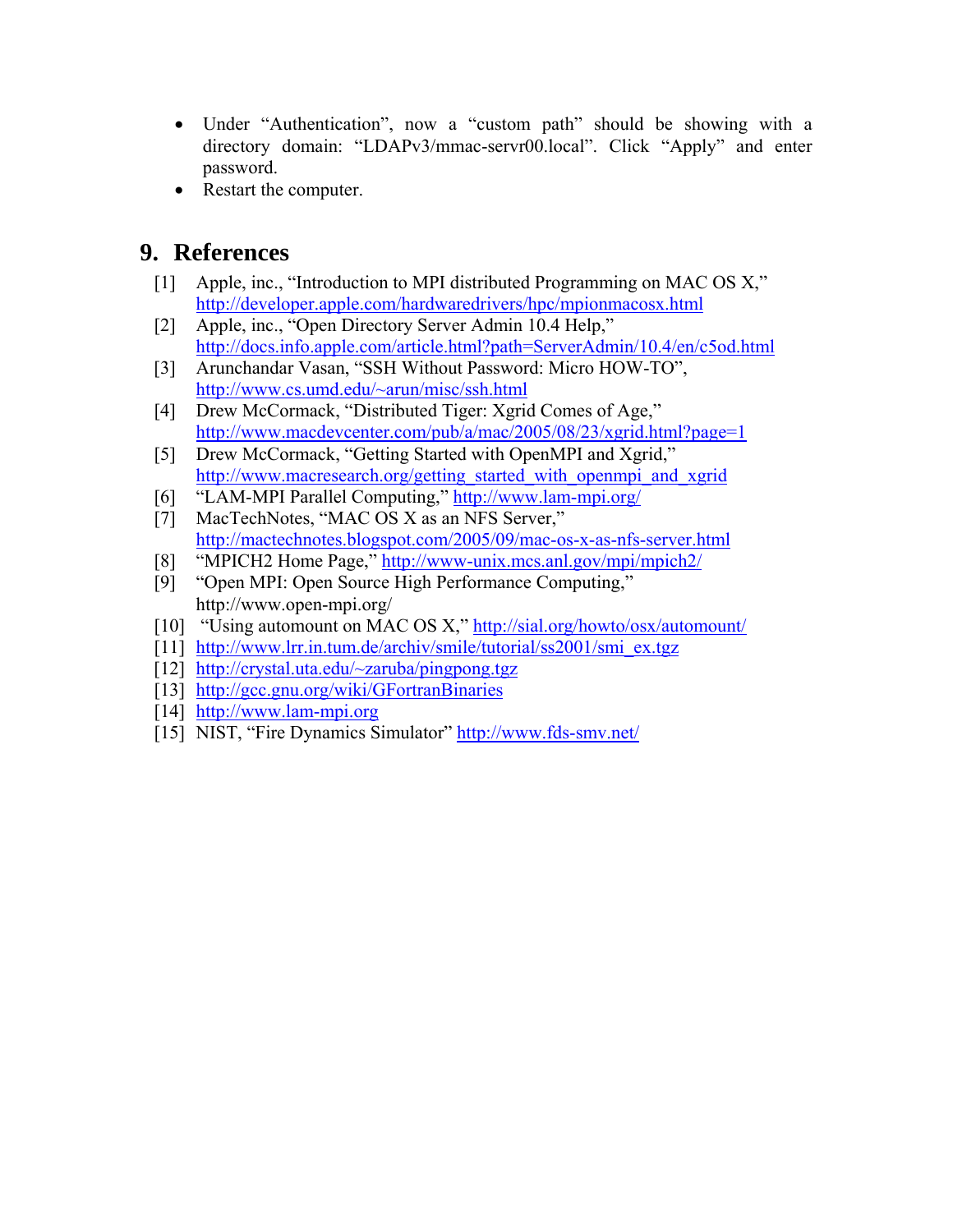- Under "Authentication", now a "custom path" should be showing with a directory domain: "LDAPv3/mmac-servr00.local". Click "Apply" and enter password.
- Restart the computer.

# 9. References

[1] Apple, inc., "Introduction to MPI distributed Programming on MAC OS X," http://developer.apple.com/hardwaredrivers/hpc/mpionmacosx.html

[2] Apple, inc., "Open Directory Server Admin 10.4 Help," http://docs.info.apple.com/article.html?path=ServerAdmin/10.4/en/c5od.html

[3] Arunchandar Vasan, "SSH Without Password: Micro HOW-TO", http://www.cs.umd.edu/~arun/misc/ssh.html

[4] Drew McCormack, "Distributed Tiger: Xgrid Comes of Age," http://www.macdevcenter.com/pub/a/mac/2005/08/23/xgrid.html?page=1

[5] Drew McCormack, "Getting Started with OpenMPI and Xgrid," http://www.macresearch.org/getting_started_with_openmpi_and_xgrid

[6] "LAM-MPI Parallel Computing," http://www.lam-mpi.org/

[7] MacTechNotes, "MAC OS X as an NFS Server," http://mactechnotes.blogspot.com/2005/09/mac-os-x-as-nfs-server.html

[8] "MPICH2 Home Page," http://www-unix.mcs.anl.gov/mpi/mpich2/

[9] "Open MPI: Open Source High Performance Computing," http://www.open-mpi.org/

[10] "Using automount on MAC OS X," http://sial.org/howto/osx/automount/

[11] http://www.lrr.in.tum.de/archiv/smile/tutorial/ss2001/smi_ex.tgz

[12] http://crystal.uta.edu/~zaruba/pingpong.tgz

[13] http://gcc.gnu.org/wiki/GFortranBinaries

[14] http://www.lam-mpi.org

[15] NIST, "Fire Dynamics Simulator" http://www.fds-smv.net/